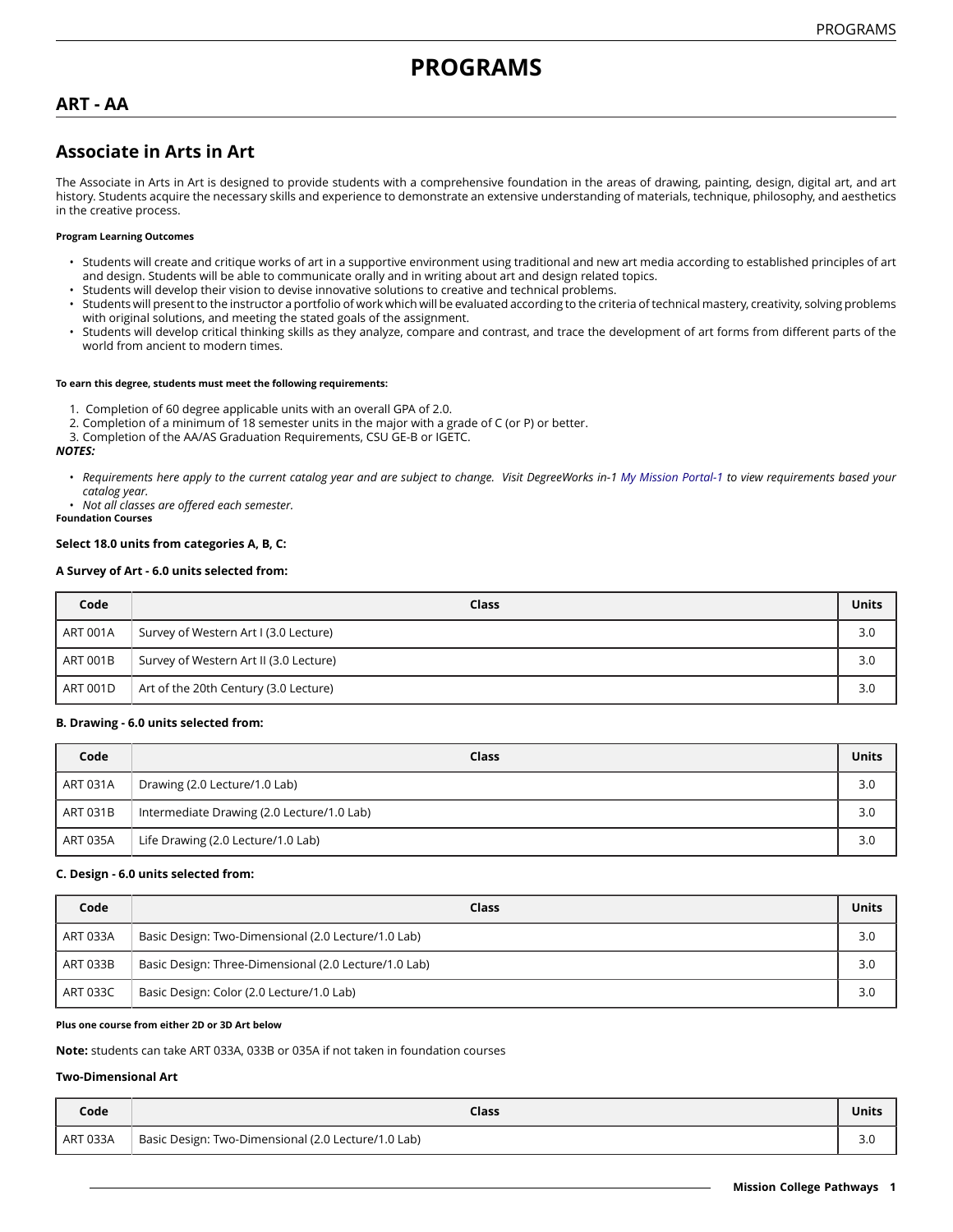# PROGRAMS

## ART - AA

## Associate in Arts in Art

The Associate in Arts in Art is designed to provide students with a comprehensive foundation in the areas of drawing, painting, design, digital art, and art history. Students acquire the necessary skills and experience to demonstrate an extensive understanding of materials, technique, philosophy, and aesthetics in the creative process.

**Program Learning Outcomes**

- Students will create and critique works of art in a supportive environment using traditional and new art media according to established principles of art and design. Students will be able to communicate orally and in writing about art and design related topics.
- Students will develop their vision to devise innovative solutions to creative and technical problems.
- Students will present to the instructor a portfolio of work which will be evaluated according to the criteria of technical mastery, creativity, solving problems with original solutions, and meeting the stated goals of the assignment.
- Students will develop critical thinking skills as they analyze, compare and contrast, and trace the development of art forms from different parts of the world from ancient to modern times.

**To earn this degree, students must meet the following requirements:**

1. Completion of 60 degree applicable units with an overall GPA of 2.0.
2. Completion of a minimum of 18 semester units in the major with a grade of C (or P) or better.
3. Completion of the AA/AS Graduation Requirements, CSU GE-B or IGETC.

***NOTES:***

- *Requirements here apply to the current catalog year and are subject to change. Visit DegreeWorks in-1 My Mission Portal-1 to view requirements based your catalog year.*
- *Not all classes are offered each semester.*

**Foundation Courses**

**Select 18.0 units from categories A, B, C:**

**A Survey of Art - 6.0 units selected from:**

| Code | Class | Units |
|---|---|---|
| ART 001A | Survey of Western Art I (3.0 Lecture) | 3.0 |
| ART 001B | Survey of Western Art II (3.0 Lecture) | 3.0 |
| ART 001D | Art of the 20th Century (3.0 Lecture) | 3.0 |

**B. Drawing - 6.0 units selected from:**

| Code | Class | Units |
|---|---|---|
| ART 031A | Drawing (2.0 Lecture/1.0 Lab) | 3.0 |
| ART 031B | Intermediate Drawing (2.0 Lecture/1.0 Lab) | 3.0 |
| ART 035A | Life Drawing (2.0 Lecture/1.0 Lab) | 3.0 |

**C. Design - 6.0 units selected from:**

| Code | Class | Units |
|---|---|---|
| ART 033A | Basic Design: Two-Dimensional (2.0 Lecture/1.0 Lab) | 3.0 |
| ART 033B | Basic Design: Three-Dimensional (2.0 Lecture/1.0 Lab) | 3.0 |
| ART 033C | Basic Design: Color (2.0 Lecture/1.0 Lab) | 3.0 |

**Plus one course from either 2D or 3D Art below**

**Note:** students can take ART 033A, 033B or 035A if not taken in foundation courses

**Two-Dimensional Art**

| Code | Class | Units |
|---|---|---|
| ART 033A | Basic Design: Two-Dimensional (2.0 Lecture/1.0 Lab) | 3.0 |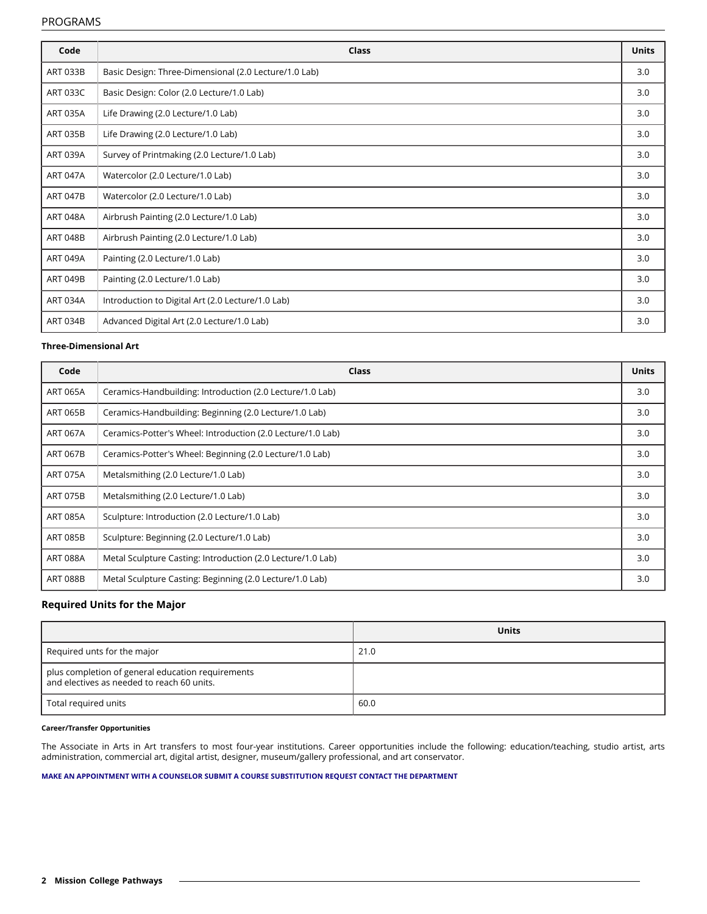| Code | Class | Units |
|---|---|---|
| ART 033B | Basic Design: Three-Dimensional (2.0 Lecture/1.0 Lab) | 3.0 |
| ART 033C | Basic Design: Color (2.0 Lecture/1.0 Lab) | 3.0 |
| ART 035A | Life Drawing (2.0 Lecture/1.0 Lab) | 3.0 |
| ART 035B | Life Drawing (2.0 Lecture/1.0 Lab) | 3.0 |
| ART 039A | Survey of Printmaking (2.0 Lecture/1.0 Lab) | 3.0 |
| ART 047A | Watercolor (2.0 Lecture/1.0 Lab) | 3.0 |
| ART 047B | Watercolor (2.0 Lecture/1.0 Lab) | 3.0 |
| ART 048A | Airbrush Painting (2.0 Lecture/1.0 Lab) | 3.0 |
| ART 048B | Airbrush Painting (2.0 Lecture/1.0 Lab) | 3.0 |
| ART 049A | Painting (2.0 Lecture/1.0 Lab) | 3.0 |
| ART 049B | Painting (2.0 Lecture/1.0 Lab) | 3.0 |
| ART 034A | Introduction to Digital Art (2.0 Lecture/1.0 Lab) | 3.0 |
| ART 034B | Advanced Digital Art (2.0 Lecture/1.0 Lab) | 3.0 |

**Three-Dimensional Art**

| Code | Class | Units |
|---|---|---|
| ART 065A | Ceramics-Handbuilding: Introduction (2.0 Lecture/1.0 Lab) | 3.0 |
| ART 065B | Ceramics-Handbuilding: Beginning (2.0 Lecture/1.0 Lab) | 3.0 |
| ART 067A | Ceramics-Potter's Wheel: Introduction (2.0 Lecture/1.0 Lab) | 3.0 |
| ART 067B | Ceramics-Potter's Wheel: Beginning (2.0 Lecture/1.0 Lab) | 3.0 |
| ART 075A | Metalsmithing (2.0 Lecture/1.0 Lab) | 3.0 |
| ART 075B | Metalsmithing (2.0 Lecture/1.0 Lab) | 3.0 |
| ART 085A | Sculpture: Introduction (2.0 Lecture/1.0 Lab) | 3.0 |
| ART 085B | Sculpture: Beginning (2.0 Lecture/1.0 Lab) | 3.0 |
| ART 088A | Metal Sculpture Casting: Introduction (2.0 Lecture/1.0 Lab) | 3.0 |
| ART 088B | Metal Sculpture Casting: Beginning (2.0 Lecture/1.0 Lab) | 3.0 |

### Required Units for the Major

| | Units |
|---|---|
| Required unts for the major | 21.0 |
| plus completion of general education requirements and electives as needed to reach 60 units. | |
| Total required units | 60.0 |

**Career/Transfer Opportunities**

The Associate in Arts in Art transfers to most four-year institutions. Career opportunities include the following: education/teaching, studio artist, arts administration, commercial art, digital artist, designer, museum/gallery professional, and art conservator.

**MAKE AN APPOINTMENT WITH A COUNSELOR SUBMIT A COURSE SUBSTITUTION REQUEST CONTACT THE DEPARTMENT**